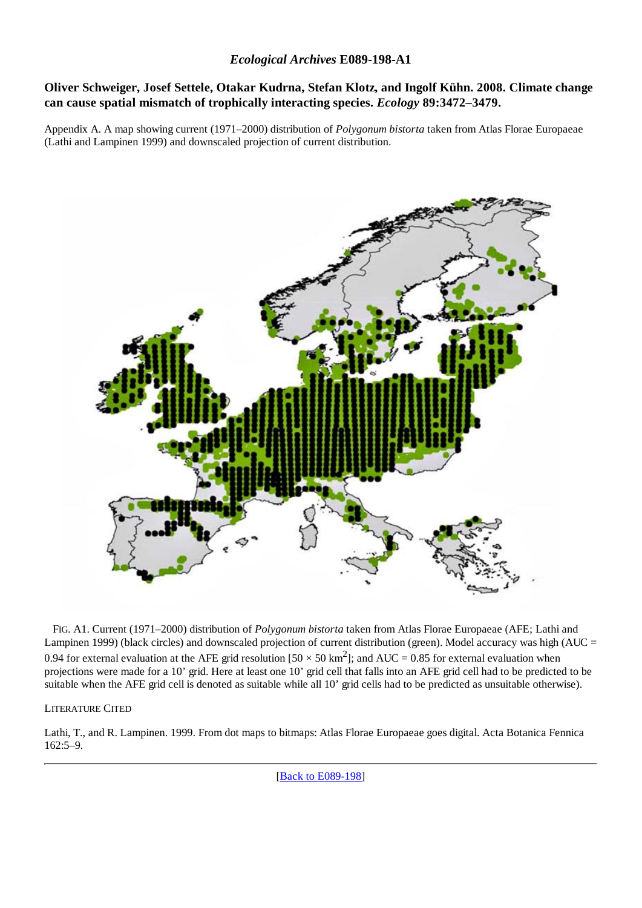# *Ecological Archives* E089-198-A1

## Oliver Schweiger, Josef Settele, Otakar Kudrna, Stefan Klotz, and Ingolf Kühn. 2008. Climate change can cause spatial mismatch of trophically interacting species. *Ecology* 89:3472–3479.

Appendix A. A map showing current (1971–2000) distribution of *Polygonum bistorta* taken from Atlas Florae Europaeae (Lathi and Lampinen 1999) and downscaled projection of current distribution.

FIG. A1. Current (1971–2000) distribution of *Polygonum bistorta* taken from Atlas Florae Europaeae (AFE; Lathi and Lampinen 1999) (black circles) and downscaled projection of current distribution (green). Model accuracy was high (AUC = 0.94 for external evaluation at the AFE grid resolution [$50 \times 50$ km$^2$]; and AUC = 0.85 for external evaluation when projections were made for a 10' grid. Here at least one 10' grid cell that falls into an AFE grid cell had to be predicted to be suitable when the AFE grid cell is denoted as suitable while all 10' grid cells had to be predicted as unsuitable otherwise).

LITERATURE CITED

Lathi, T., and R. Lampinen. 1999. From dot maps to bitmaps: Atlas Florae Europaeae goes digital. Acta Botanica Fennica 162:5–9.

[Back to E089-198]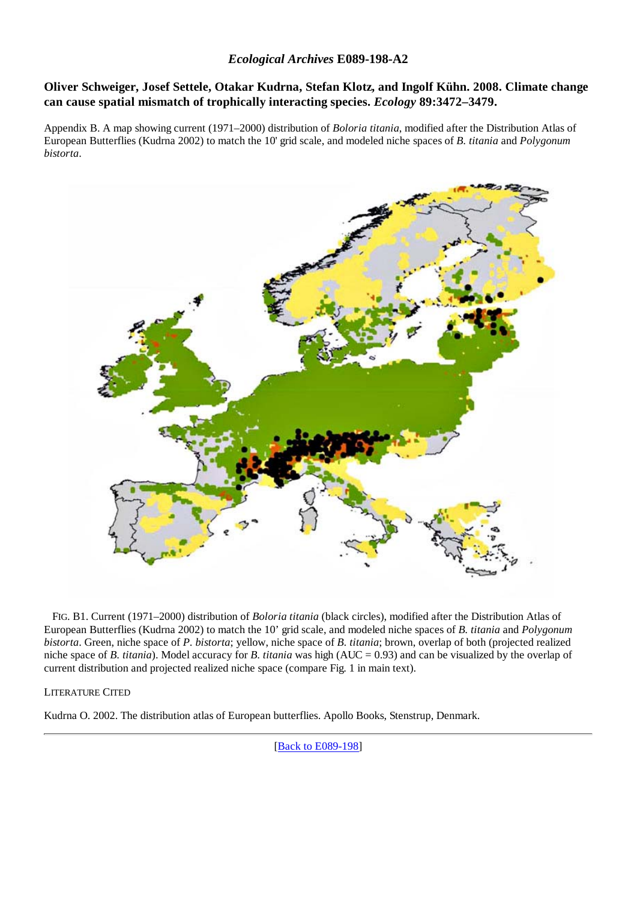## *Ecological Archives* E089-198-A2

### Oliver Schweiger, Josef Settele, Otakar Kudrna, Stefan Klotz, and Ingolf Kühn. 2008. Climate change can cause spatial mismatch of trophically interacting species. *Ecology* 89:3472–3479.

Appendix B. A map showing current (1971–2000) distribution of *Boloria titania*, modified after the Distribution Atlas of European Butterflies (Kudrna 2002) to match the 10' grid scale, and modeled niche spaces of *B. titania* and *Polygonum bistorta*.

FIG. B1. Current (1971–2000) distribution of *Boloria titania* (black circles), modified after the Distribution Atlas of European Butterflies (Kudrna 2002) to match the 10' grid scale, and modeled niche spaces of *B. titania* and *Polygonum bistorta*. Green, niche space of *P. bistorta*; yellow, niche space of *B. titania*; brown, overlap of both (projected realized niche space of *B. titania*). Model accuracy for *B. titania* was high (AUC = 0.93) and can be visualized by the overlap of current distribution and projected realized niche space (compare Fig. 1 in main text).

LITERATURE CITED

Kudrna O. 2002. The distribution atlas of European butterflies. Apollo Books, Stenstrup, Denmark.

[Back to E089-198]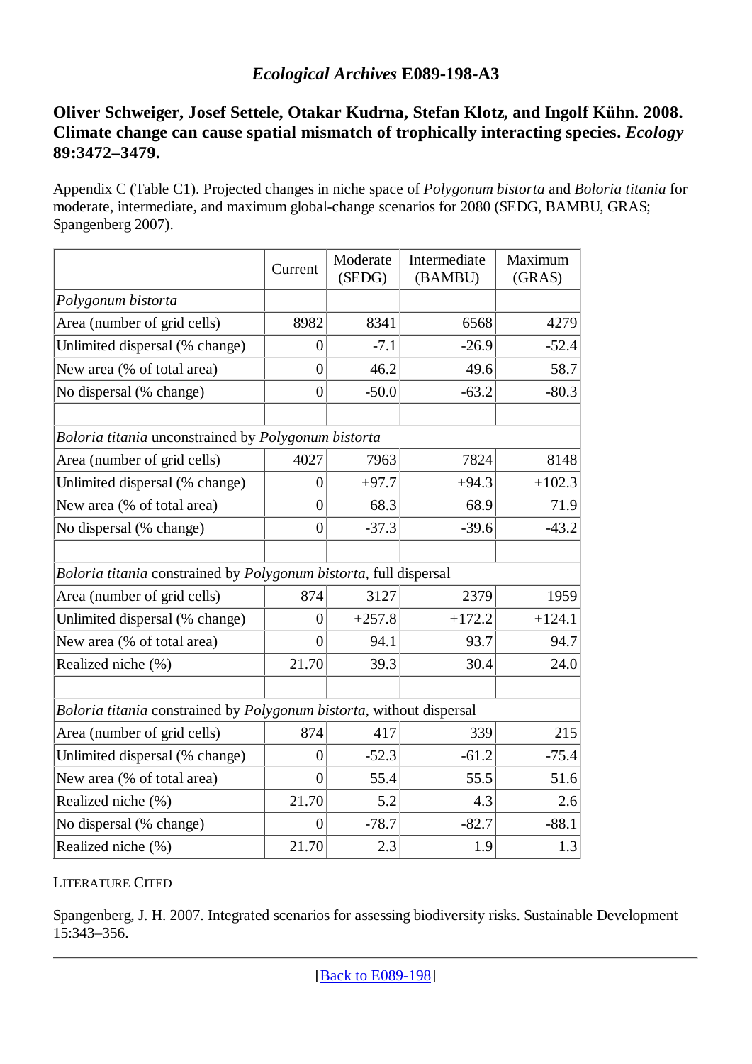# *Ecological Archives* E089-198-A3

## Oliver Schweiger, Josef Settele, Otakar Kudrna, Stefan Klotz, and Ingolf Kühn. 2008. Climate change can cause spatial mismatch of trophically interacting species. *Ecology* 89:3472–3479.

Appendix C (Table C1). Projected changes in niche space of *Polygonum bistorta* and *Boloria titania* for moderate, intermediate, and maximum global-change scenarios for 2080 (SEDG, BAMBU, GRAS; Spangenberg 2007).

| | Current | Moderate (SEDG) | Intermediate (BAMBU) | Maximum (GRAS) |
|---|---|---|---|---|
| *Polygonum bistorta* | | | | |
| Area (number of grid cells) | 8982 | 8341 | 6568 | 4279 |
| Unlimited dispersal (% change) | 0 | -7.1 | -26.9 | -52.4 |
| New area (% of total area) | 0 | 46.2 | 49.6 | 58.7 |
| No dispersal (% change) | 0 | -50.0 | -63.2 | -80.3 |
| | | | | |
| *Boloria titania* unconstrained by *Polygonum bistorta* | | | | |
| Area (number of grid cells) | 4027 | 7963 | 7824 | 8148 |
| Unlimited dispersal (% change) | 0 | +97.7 | +94.3 | +102.3 |
| New area (% of total area) | 0 | 68.3 | 68.9 | 71.9 |
| No dispersal (% change) | 0 | -37.3 | -39.6 | -43.2 |
| | | | | |
| *Boloria titania* constrained by *Polygonum bistorta*, full dispersal | | | | |
| Area (number of grid cells) | 874 | 3127 | 2379 | 1959 |
| Unlimited dispersal (% change) | 0 | +257.8 | +172.2 | +124.1 |
| New area (% of total area) | 0 | 94.1 | 93.7 | 94.7 |
| Realized niche (%) | 21.70 | 39.3 | 30.4 | 24.0 |
| | | | | |
| *Boloria titania* constrained by *Polygonum bistorta*, without dispersal | | | | |
| Area (number of grid cells) | 874 | 417 | 339 | 215 |
| Unlimited dispersal (% change) | 0 | -52.3 | -61.2 | -75.4 |
| New area (% of total area) | 0 | 55.4 | 55.5 | 51.6 |
| Realized niche (%) | 21.70 | 5.2 | 4.3 | 2.6 |
| No dispersal (% change) | 0 | -78.7 | -82.7 | -88.1 |
| Realized niche (%) | 21.70 | 2.3 | 1.9 | 1.3 |

LITERATURE CITED

Spangenberg, J. H. 2007. Integrated scenarios for assessing biodiversity risks. Sustainable Development 15:343–356.

[Back to E089-198]